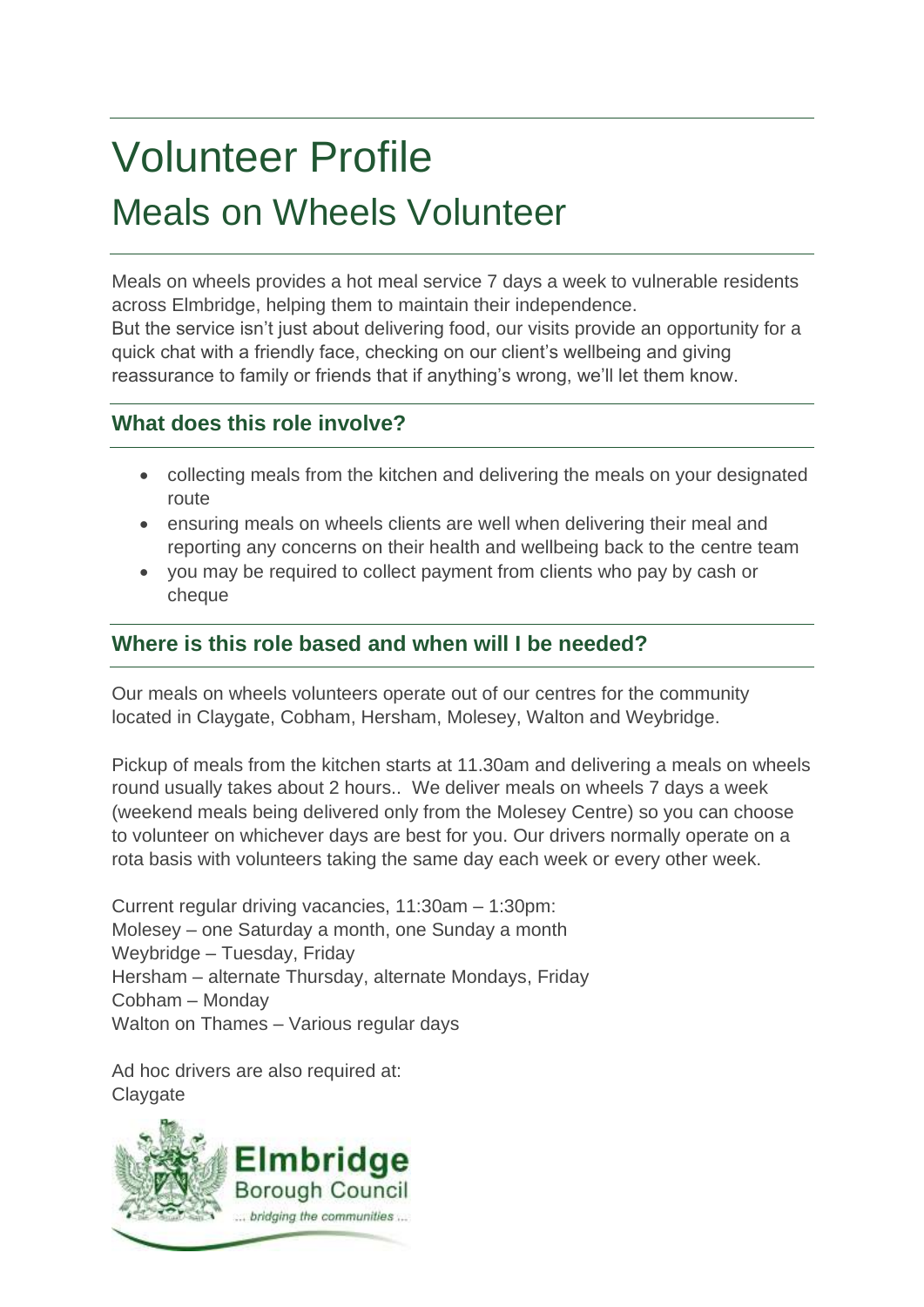# Volunteer Profile

## Meals on Wheels Volunteer

Meals on wheels provides a hot meal service 7 days a week to vulnerable residents across Elmbridge, helping them to maintain their independence.
But the service isn't just about delivering food, our visits provide an opportunity for a quick chat with a friendly face, checking on our client's wellbeing and giving reassurance to family or friends that if anything's wrong, we'll let them know.

### What does this role involve?

- collecting meals from the kitchen and delivering the meals on your designated route
- ensuring meals on wheels clients are well when delivering their meal and reporting any concerns on their health and wellbeing back to the centre team
- you may be required to collect payment from clients who pay by cash or cheque

### Where is this role based and when will I be needed?

Our meals on wheels volunteers operate out of our centres for the community located in Claygate, Cobham, Hersham, Molesey, Walton and Weybridge.

Pickup of meals from the kitchen starts at 11.30am and delivering a meals on wheels round usually takes about 2 hours.. We deliver meals on wheels 7 days a week (weekend meals being delivered only from the Molesey Centre) so you can choose to volunteer on whichever days are best for you. Our drivers normally operate on a rota basis with volunteers taking the same day each week or every other week.

Current regular driving vacancies, 11:30am – 1:30pm:
Molesey – one Saturday a month, one Sunday a month
Weybridge – Tuesday, Friday
Hersham – alternate Thursday, alternate Mondays, Friday
Cobham – Monday
Walton on Thames – Various regular days

Ad hoc drivers are also required at:
Claygate

Elmbridge Borough Council
... bridging the communities ...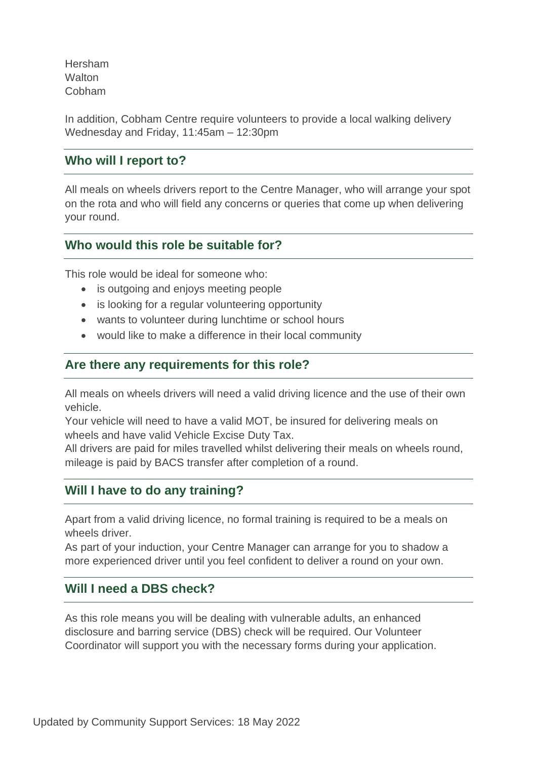Hersham
Walton
Cobham

In addition, Cobham Centre require volunteers to provide a local walking delivery Wednesday and Friday, 11:45am – 12:30pm

## Who will I report to?

All meals on wheels drivers report to the Centre Manager, who will arrange your spot on the rota and who will field any concerns or queries that come up when delivering your round.

## Who would this role be suitable for?

This role would be ideal for someone who:

- is outgoing and enjoys meeting people
- is looking for a regular volunteering opportunity
- wants to volunteer during lunchtime or school hours
- would like to make a difference in their local community

## Are there any requirements for this role?

All meals on wheels drivers will need a valid driving licence and the use of their own vehicle.
Your vehicle will need to have a valid MOT, be insured for delivering meals on wheels and have valid Vehicle Excise Duty Tax.
All drivers are paid for miles travelled whilst delivering their meals on wheels round, mileage is paid by BACS transfer after completion of a round.

## Will I have to do any training?

Apart from a valid driving licence, no formal training is required to be a meals on wheels driver.
As part of your induction, your Centre Manager can arrange for you to shadow a more experienced driver until you feel confident to deliver a round on your own.

## Will I need a DBS check?

As this role means you will be dealing with vulnerable adults, an enhanced disclosure and barring service (DBS) check will be required. Our Volunteer Coordinator will support you with the necessary forms during your application.

Updated by Community Support Services: 18 May 2022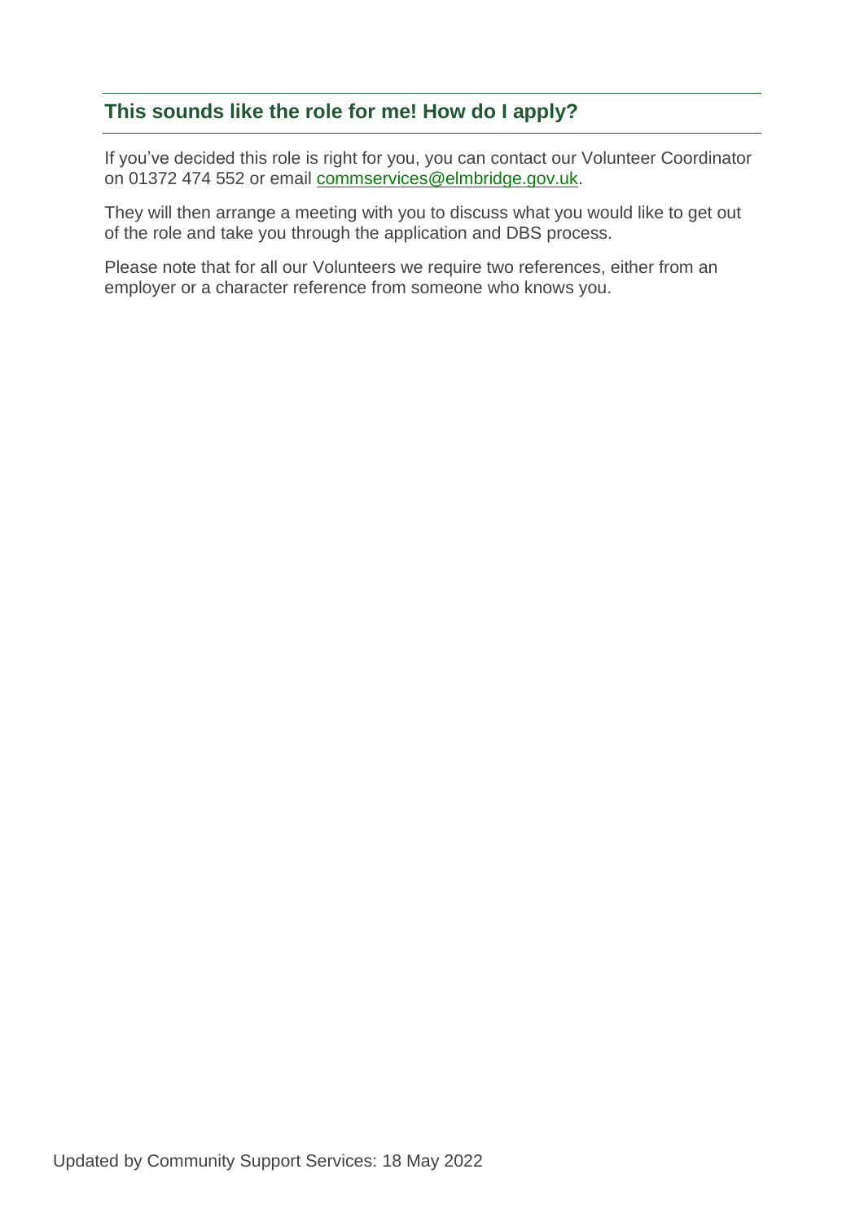## This sounds like the role for me! How do I apply?

If you've decided this role is right for you, you can contact our Volunteer Coordinator on 01372 474 552 or email commservices@elmbridge.gov.uk.

They will then arrange a meeting with you to discuss what you would like to get out of the role and take you through the application and DBS process.

Please note that for all our Volunteers we require two references, either from an employer or a character reference from someone who knows you.

Updated by Community Support Services: 18 May 2022